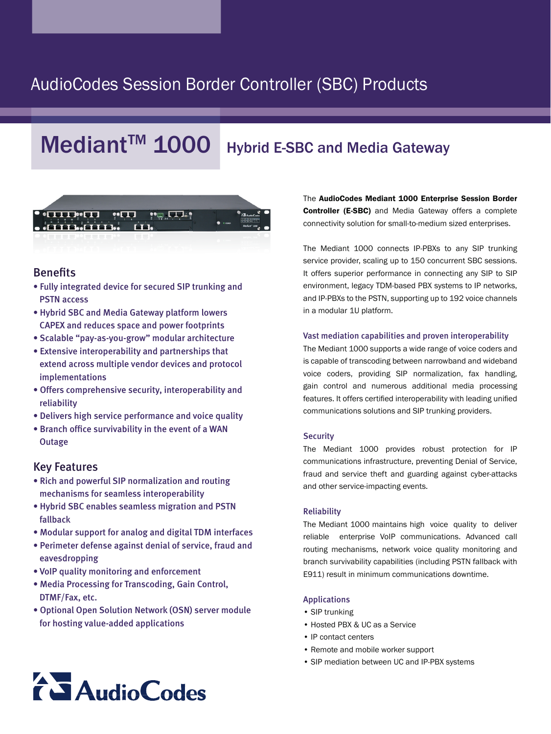AudioCodes Session Border Controller (SBC) Products

# Mediant™ 1000 Hybrid E-SBC and Media Gateway

The **AudioCodes Mediant 1000 Enterprise Session Border Controller (E-SBC)** and Media Gateway offers a complete connectivity solution for small-to-medium sized enterprises.

The Mediant 1000 connects IP-PBXs to any SIP trunking service provider, scaling up to 150 concurrent SBC sessions. It offers superior performance in connecting any SIP to SIP environment, legacy TDM-based PBX systems to IP networks, and IP-PBXs to the PSTN, supporting up to 192 voice channels in a modular 1U platform.

### Vast mediation capabilities and proven interoperability

The Mediant 1000 supports a wide range of voice coders and is capable of transcoding between narrowband and wideband voice coders, providing SIP normalization, fax handling, gain control and numerous additional media processing features. It offers certified interoperability with leading unified communications solutions and SIP trunking providers.

### Security

The Mediant 1000 provides robust protection for IP communications infrastructure, preventing Denial of Service, fraud and service theft and guarding against cyber-attacks and other service-impacting events.

### Reliability

The Mediant 1000 maintains high voice quality to deliver reliable enterprise VoIP communications. Advanced call routing mechanisms, network voice quality monitoring and branch survivability capabilities (including PSTN fallback with E911) result in minimum communications downtime.

### Applications

- SIP trunking
- Hosted PBX & UC as a Service
- IP contact centers
- Remote and mobile worker support
- SIP mediation between UC and IP-PBX systems

## Benefits

- Fully integrated device for secured SIP trunking and PSTN access
- Hybrid SBC and Media Gateway platform lowers CAPEX and reduces space and power footprints
- Scalable "pay-as-you-grow" modular architecture
- Extensive interoperability and partnerships that extend across multiple vendor devices and protocol implementations
- Offers comprehensive security, interoperability and reliability
- Delivers high service performance and voice quality
- Branch office survivability in the event of a WAN Outage

## Key Features

- Rich and powerful SIP normalization and routing mechanisms for seamless interoperability
- Hybrid SBC enables seamless migration and PSTN fallback
- Modular support for analog and digital TDM interfaces
- Perimeter defense against denial of service, fraud and eavesdropping
- VoIP quality monitoring and enforcement
- Media Processing for Transcoding, Gain Control, DTMF/Fax, etc.
- Optional Open Solution Network (OSN) server module for hosting value-added applications

AudioCodes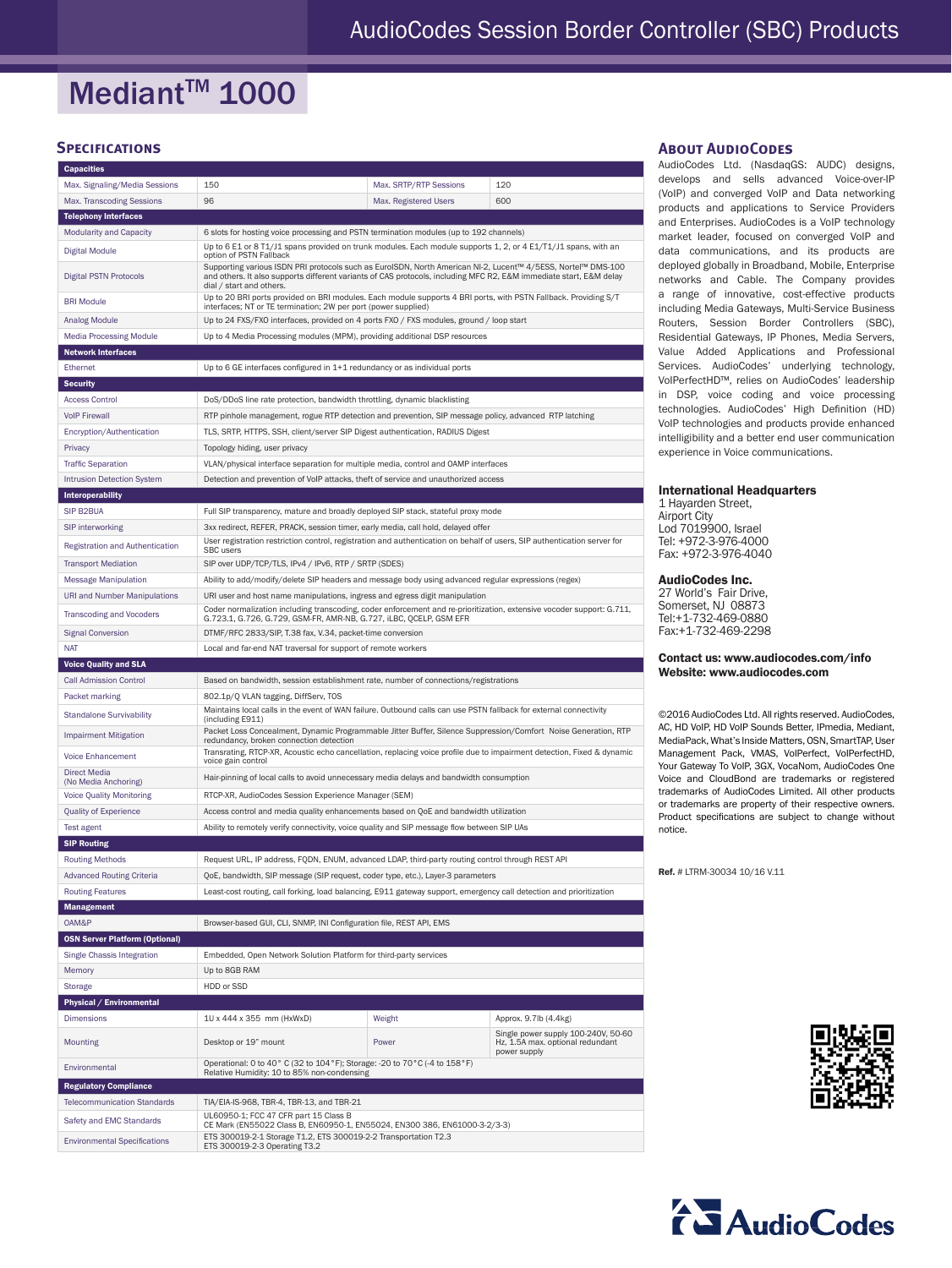# Mediant™ 1000

## Specifications

| | | | |
|---|---|---|---|
| **Capacities** | | | |
| Max. Signaling/Media Sessions | 150 | Max. SRTP/RTP Sessions | 120 |
| Max. Transcoding Sessions | 96 | Max. Registered Users | 600 |
| **Telephony Interfaces** | | | |
| Modularity and Capacity | 6 slots for hosting voice processing and PSTN termination modules (up to 192 channels) | | |
| Digital Module | Up to 6 E1 or 8 T1/J1 spans provided on trunk modules. Each module supports 1, 2, or 4 E1/T1/J1 spans, with an option of PSTN Fallback | | |
| Digital PSTN Protocols | Supporting various ISDN PRI protocols such as EuroISDN, North American NI-2, Lucent™ 4/5ESS, Nortel™ DMS-100 and others. It also supports different variants of CAS protocols, including MFC R2, E&M immediate start, E&M delay dial / start and others. | | |
| BRI Module | Up to 20 BRI ports provided on BRI modules. Each module supports 4 BRI ports, with PSTN Fallback. Providing S/T interfaces; NT or TE termination; 2W per port (power supplied) | | |
| Analog Module | Up to 24 FXS/FXO interfaces, provided on 4 ports FXO / FXS modules, ground / loop start | | |
| Media Processing Module | Up to 4 Media Processing modules (MPM), providing additional DSP resources | | |
| **Network Interfaces** | | | |
| Ethernet | Up to 6 GE interfaces configured in 1+1 redundancy or as individual ports | | |
| **Security** | | | |
| Access Control | DoS/DDoS line rate protection, bandwidth throttling, dynamic blacklisting | | |
| VoIP Firewall | RTP pinhole management, rogue RTP detection and prevention, SIP message policy, advanced RTP latching | | |
| Encryption/Authentication | TLS, SRTP, HTTPS, SSH, client/server SIP Digest authentication, RADIUS Digest | | |
| Privacy | Topology hiding, user privacy | | |
| Traffic Separation | VLAN/physical interface separation for multiple media, control and OAMP interfaces | | |
| Intrusion Detection System | Detection and prevention of VoIP attacks, theft of service and unauthorized access | | |
| **Interoperability** | | | |
| SIP B2BUA | Full SIP transparency, mature and broadly deployed SIP stack, stateful proxy mode | | |
| SIP interworking | 3xx redirect, REFER, PRACK, session timer, early media, call hold, delayed offer | | |
| Registration and Authentication | User registration restriction control, registration and authentication on behalf of users, SIP authentication server for SBC users | | |
| Transport Mediation | SIP over UDP/TCP/TLS, IPv4 / IPv6, RTP / SRTP (SDES) | | |
| Message Manipulation | Ability to add/modify/delete SIP headers and message body using advanced regular expressions (regex) | | |
| URI and Number Manipulations | URI user and host name manipulations, ingress and egress digit manipulation | | |
| Transcoding and Vocoders | Coder normalization including transcoding, coder enforcement and re-prioritization, extensive vocoder support: G.711, G.723.1, G.726, G.729, GSM-FR, AMR-NB, G.727, iLBC, QCELP, GSM EFR | | |
| Signal Conversion | DTMF/RFC 2833/SIP, T.38 fax, V.34, packet-time conversion | | |
| NAT | Local and far-end NAT traversal for support of remote workers | | |
| **Voice Quality and SLA** | | | |
| Call Admission Control | Based on bandwidth, session establishment rate, number of connections/registrations | | |
| Packet marking | 802.1p/Q VLAN tagging, DiffServ, TOS | | |
| Standalone Survivability | Maintains local calls in the event of WAN failure. Outbound calls can use PSTN fallback for external connectivity (including E911) | | |
| Impairment Mitigation | Packet Loss Concealment, Dynamic Programmable Jitter Buffer, Silence Suppression/Comfort Noise Generation, RTP redundancy, broken connection detection | | |
| Voice Enhancement | Transrating, RTCP-XR, Acoustic echo cancellation, replacing voice profile due to impairment detection, Fixed & dynamic voice gain control | | |
| Direct Media (No Media Anchoring) | Hair-pinning of local calls to avoid unnecessary media delays and bandwidth consumption | | |
| Voice Quality Monitoring | RTCP-XR, AudioCodes Session Experience Manager (SEM) | | |
| Quality of Experience | Access control and media quality enhancements based on QoE and bandwidth utilization | | |
| Test agent | Ability to remotely verify connectivity, voice quality and SIP message flow between SIP UAs | | |
| **SIP Routing** | | | |
| Routing Methods | Request URL, IP address, FQDN, ENUM, advanced LDAP, third-party routing control through REST API | | |
| Advanced Routing Criteria | QoE, bandwidth, SIP message (SIP request, coder type, etc.), Layer-3 parameters | | |
| Routing Features | Least-cost routing, call forking, load balancing, E911 gateway support, emergency call detection and prioritization | | |
| **Management** | | | |
| OAM&P | Browser-based GUI, CLI, SNMP, INI Configuration file, REST API, EMS | | |
| **OSN Server Platform (Optional)** | | | |
| Single Chassis Integration | Embedded, Open Network Solution Platform for third-party services | | |
| Memory | Up to 8GB RAM | | |
| Storage | HDD or SSD | | |
| **Physical / Environmental** | | | |
| Dimensions | 1U x 444 x 355 mm (HxWxD) | Weight | Approx. 9.7lb (4.4kg) |
| Mounting | Desktop or 19" mount | Power | Single power supply 100-240V, 50-60 Hz, 1.5A max. optional redundant power supply |
| Environmental | Operational: 0 to 40° C (32 to 104°F); Storage: -20 to 70°C (-4 to 158°F) Relative Humidity: 10 to 85% non-condensing | | |
| **Regulatory Compliance** | | | |
| Telecommunication Standards | TIA/EIA-IS-968, TBR-4, TBR-13, and TBR-21 | | |
| Safety and EMC Standards | UL60950-1; FCC 47 CFR part 15 Class B CE Mark (EN55022 Class B, EN60950-1, EN55024, EN300 386, EN61000-3-2/3-3) | | |
| Environmental Specifications | ETS 300019-2-1 Storage T1.2, ETS 300019-2-2 Transportation T2.3 ETS 300019-2-3 Operating T3.2 | | |

## About AudioCodes

AudioCodes Ltd. (NasdaqGS: AUDC) designs, develops and sells advanced Voice-over-IP (VoIP) and converged VoIP and Data networking products and applications to Service Providers and Enterprises. AudioCodes is a VoIP technology market leader, focused on converged VoIP and data communications, and its products are deployed globally in Broadband, Mobile, Enterprise networks and Cable. The Company provides a range of innovative, cost-effective products including Media Gateways, Multi-Service Business Routers, Session Border Controllers (SBC), Residential Gateways, IP Phones, Media Servers, Value Added Applications and Professional Services. AudioCodes' underlying technology, VoIPerfectHD™, relies on AudioCodes' leadership in DSP, voice coding and voice processing technologies. AudioCodes' High Definition (HD) VoIP technologies and products provide enhanced intelligibility and a better end user communication experience in Voice communications.

**International Headquarters**
1 Hayarden Street,
Airport City
Lod 7019900, Israel
Tel: +972-3-976-4000
Fax: +972-3-976-4040

**AudioCodes Inc.**
27 World's Fair Drive,
Somerset, NJ 08873
Tel:+1-732-469-0880
Fax:+1-732-469-2298

**Contact us: www.audiocodes.com/info**
**Website: www.audiocodes.com**

©2016 AudioCodes Ltd. All rights reserved. AudioCodes, AC, HD VoIP, HD VoIP Sounds Better, IPmedia, Mediant, MediaPack, What's Inside Matters, OSN, SmartTAP, User Management Pack, VMAS, VoIPerfect, VoIPerfectHD, Your Gateway To VoIP, 3GX, VocaNom, AudioCodes One Voice and CloudBond are trademarks or registered trademarks of AudioCodes Limited. All other products or trademarks are property of their respective owners. Product specifications are subject to change without notice.

**Ref.** # LTRM-30034 10/16 V.11